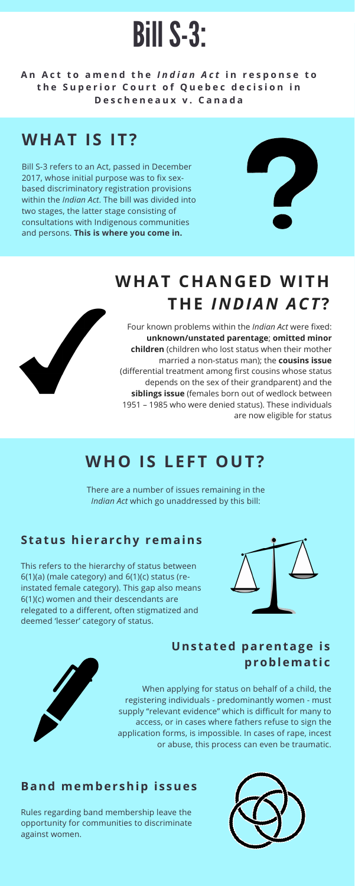# Bill S-3:

**An Act to amend the *Indian Act* in response to the Superior Court of Quebec decision in Descheneaux v. Canada**

## WHAT IS IT?

Bill S-3 refers to an Act, passed in December 2017, whose initial purpose was to fix sex-based discriminatory registration provisions within the *Indian Act*. The bill was divided into two stages, the latter stage consisting of consultations with Indigenous communities and persons. **This is where you come in.**

## WHAT CHANGED WITH THE *INDIAN ACT*?

Four known problems within the *Indian Act* were fixed: **unknown/unstated parentage**; **omitted minor children** (children who lost status when their mother married a non-status man); the **cousins issue** (differential treatment among first cousins whose status depends on the sex of their grandparent) and the **siblings issue** (females born out of wedlock between 1951 – 1985 who were denied status). These individuals are now eligible for status

## WHO IS LEFT OUT?

There are a number of issues remaining in the *Indian Act* which go unaddressed by this bill:

### Status hierarchy remains

This refers to the hierarchy of status between 6(1)(a) (male category) and 6(1)(c) status (re-instated female category). This gap also means 6(1)(c) women and their descendants are relegated to a different, often stigmatized and deemed 'lesser' category of status.

### Unstated parentage is problematic

When applying for status on behalf of a child, the registering individuals - predominantly women - must supply "relevant evidence" which is difficult for many to access, or in cases where fathers refuse to sign the application forms, is impossible. In cases of rape, incest or abuse, this process can even be traumatic.

### Band membership issues

Rules regarding band membership leave the opportunity for communities to discriminate against women.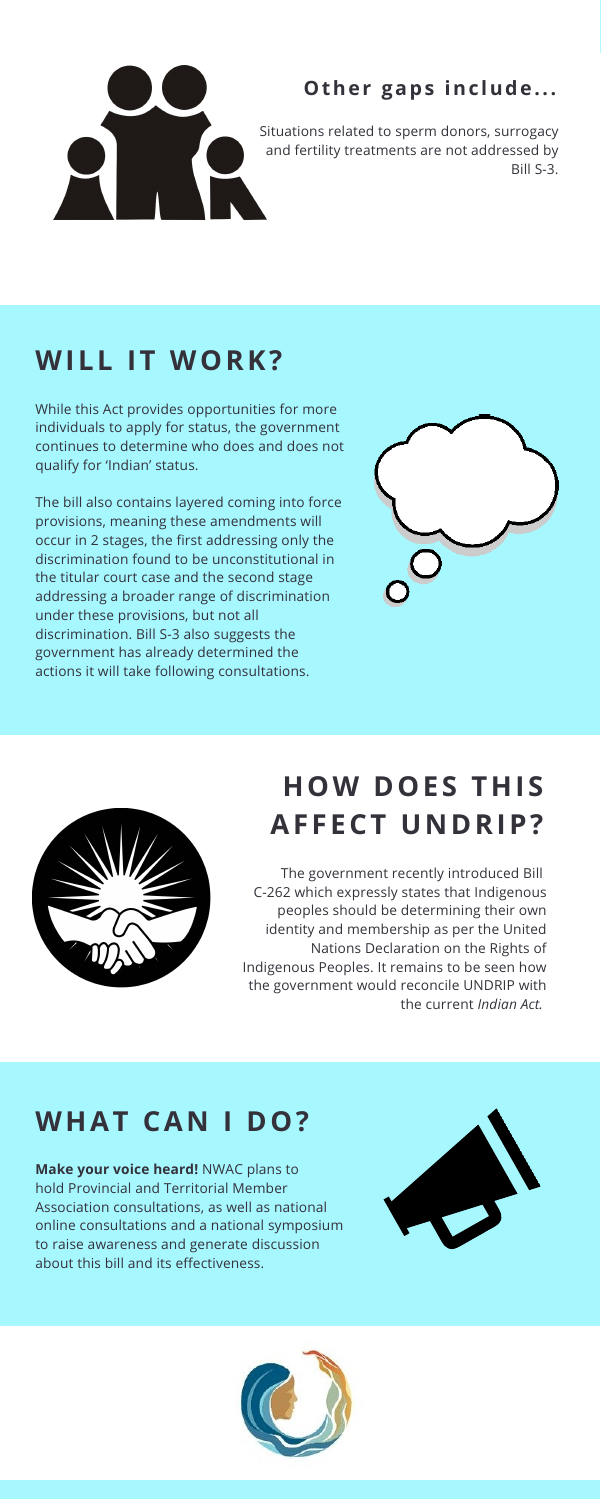### Other gaps include...

Situations related to sperm donors, surrogacy and fertility treatments are not addressed by Bill S-3.

## WILL IT WORK?

While this Act provides opportunities for more individuals to apply for status, the government continues to determine who does and does not qualify for 'Indian' status.

The bill also contains layered coming into force provisions, meaning these amendments will occur in 2 stages, the first addressing only the discrimination found to be unconstitutional in the titular court case and the second stage addressing a broader range of discrimination under these provisions, but not all discrimination. Bill S-3 also suggests the government has already determined the actions it will take following consultations.

## HOW DOES THIS AFFECT UNDRIP?

The government recently introduced Bill C-262 which expressly states that Indigenous peoples should be determining their own identity and membership as per the United Nations Declaration on the Rights of Indigenous Peoples. It remains to be seen how the government would reconcile UNDRIP with the current *Indian Act.*

## WHAT CAN I DO?

**Make your voice heard!** NWAC plans to hold Provincial and Territorial Member Association consultations, as well as national online consultations and a national symposium to raise awareness and generate discussion about this bill and its effectiveness.